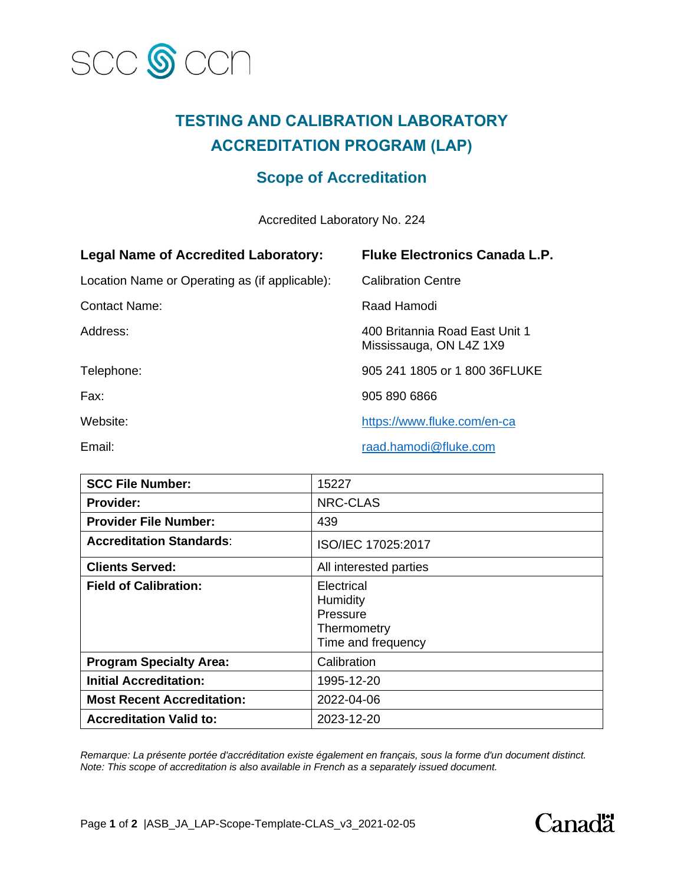SCC CCN

# TESTING AND CALIBRATION LABORATORY ACCREDITATION PROGRAM (LAP)

## Scope of Accreditation

Accredited Laboratory No. 224

| | |
|---|---|
| **Legal Name of Accredited Laboratory:** | **Fluke Electronics Canada L.P.** |
| Location Name or Operating as (if applicable): | Calibration Centre |
| Contact Name: | Raad Hamodi |
| Address: | 400 Britannia Road East Unit 1<br>Mississauga, ON L4Z 1X9 |
| Telephone: | 905 241 1805 or 1 800 36FLUKE |
| Fax: | 905 890 6866 |
| Website: | https://www.fluke.com/en-ca |
| Email: | raad.hamodi@fluke.com |

| | |
|---|---|
| **SCC File Number:** | 15227 |
| **Provider:** | NRC-CLAS |
| **Provider File Number:** | 439 |
| **Accreditation Standards:** | ISO/IEC 17025:2017 |
| **Clients Served:** | All interested parties |
| **Field of Calibration:** | Electrical<br>Humidity<br>Pressure<br>Thermometry<br>Time and frequency |
| **Program Specialty Area:** | Calibration |
| **Initial Accreditation:** | 1995-12-20 |
| **Most Recent Accreditation:** | 2022-04-06 |
| **Accreditation Valid to:** | 2023-12-20 |

*Remarque: La présente portée d'accréditation existe également en français, sous la forme d'un document distinct.*
*Note: This scope of accreditation is also available in French as a separately issued document.*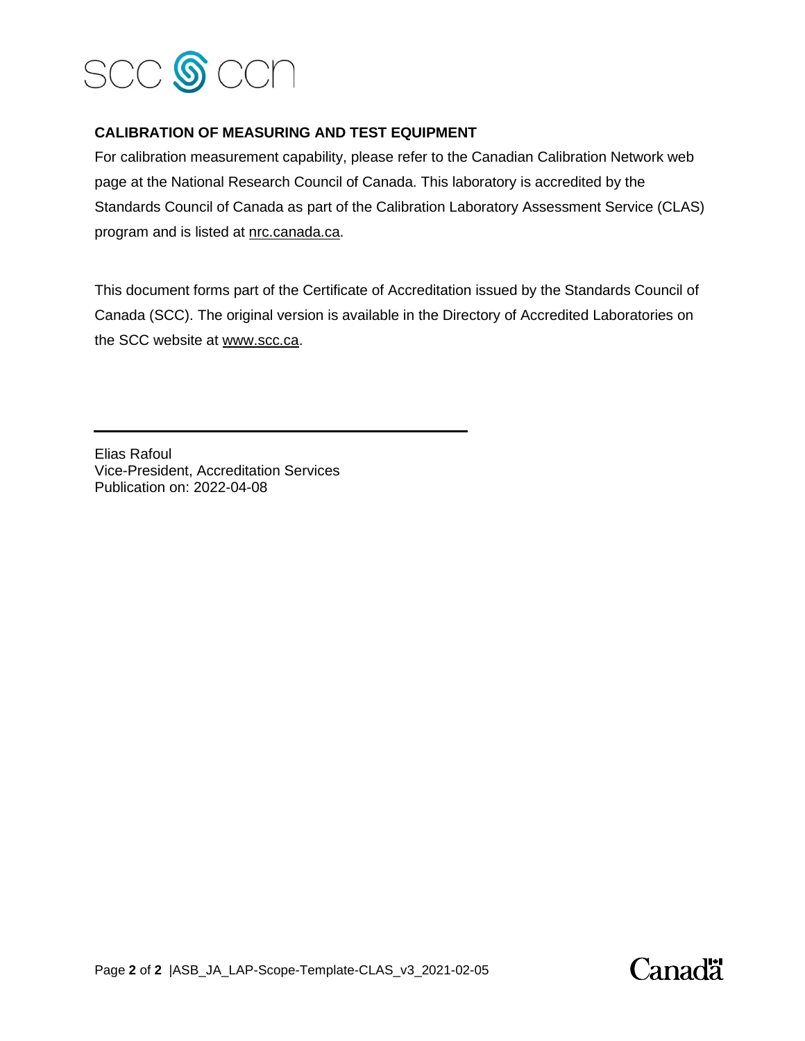### CALIBRATION OF MEASURING AND TEST EQUIPMENT

For calibration measurement capability, please refer to the Canadian Calibration Network web page at the National Research Council of Canada. This laboratory is accredited by the Standards Council of Canada as part of the Calibration Laboratory Assessment Service (CLAS) program and is listed at nrc.canada.ca.

This document forms part of the Certificate of Accreditation issued by the Standards Council of Canada (SCC). The original version is available in the Directory of Accredited Laboratories on the SCC website at www.scc.ca.

---

Elias Rafoul
Vice-President, Accreditation Services
Publication on: 2022-04-08